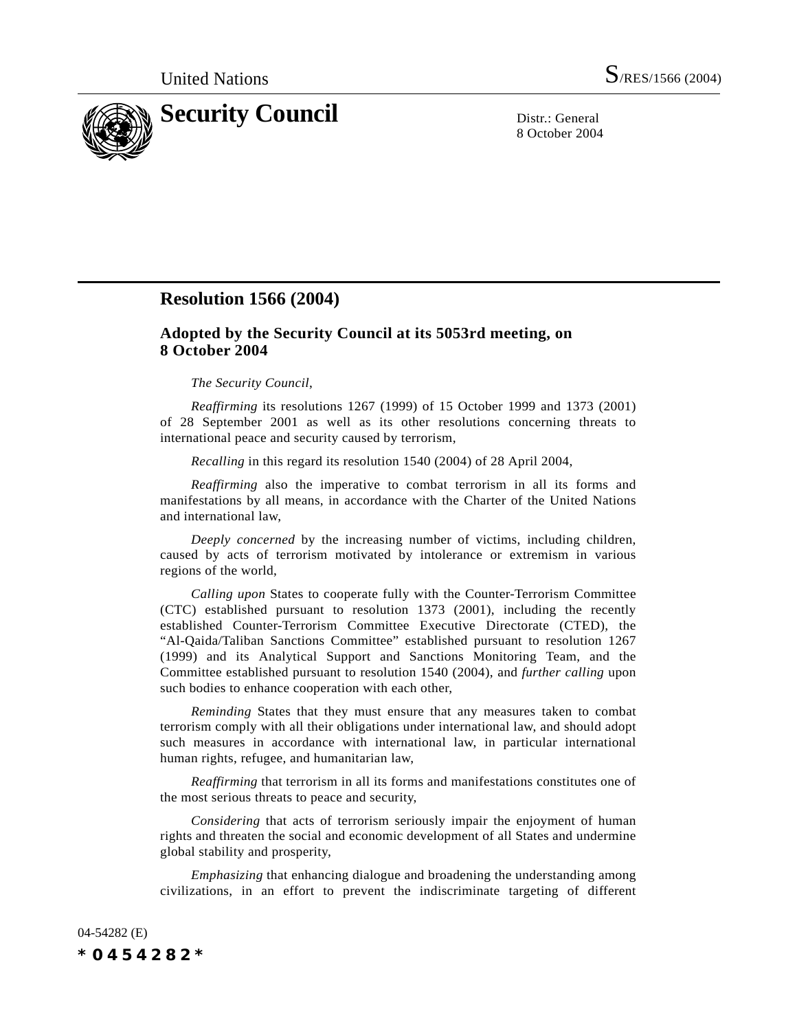United Nations S/RES/1566 (2004)

# Security Council

Distr.: General
8 October 2004

## Resolution 1566 (2004)

### Adopted by the Security Council at its 5053rd meeting, on 8 October 2004

*The Security Council*,

*Reaffirming* its resolutions 1267 (1999) of 15 October 1999 and 1373 (2001) of 28 September 2001 as well as its other resolutions concerning threats to international peace and security caused by terrorism,

*Recalling* in this regard its resolution 1540 (2004) of 28 April 2004,

*Reaffirming* also the imperative to combat terrorism in all its forms and manifestations by all means, in accordance with the Charter of the United Nations and international law,

*Deeply concerned* by the increasing number of victims, including children, caused by acts of terrorism motivated by intolerance or extremism in various regions of the world,

*Calling upon* States to cooperate fully with the Counter-Terrorism Committee (CTC) established pursuant to resolution 1373 (2001), including the recently established Counter-Terrorism Committee Executive Directorate (CTED), the "Al-Qaida/Taliban Sanctions Committee" established pursuant to resolution 1267 (1999) and its Analytical Support and Sanctions Monitoring Team, and the Committee established pursuant to resolution 1540 (2004), and *further calling* upon such bodies to enhance cooperation with each other,

*Reminding* States that they must ensure that any measures taken to combat terrorism comply with all their obligations under international law, and should adopt such measures in accordance with international law, in particular international human rights, refugee, and humanitarian law,

*Reaffirming* that terrorism in all its forms and manifestations constitutes one of the most serious threats to peace and security,

*Considering* that acts of terrorism seriously impair the enjoyment of human rights and threaten the social and economic development of all States and undermine global stability and prosperity,

*Emphasizing* that enhancing dialogue and broadening the understanding among civilizations, in an effort to prevent the indiscriminate targeting of different

04-54282 (E)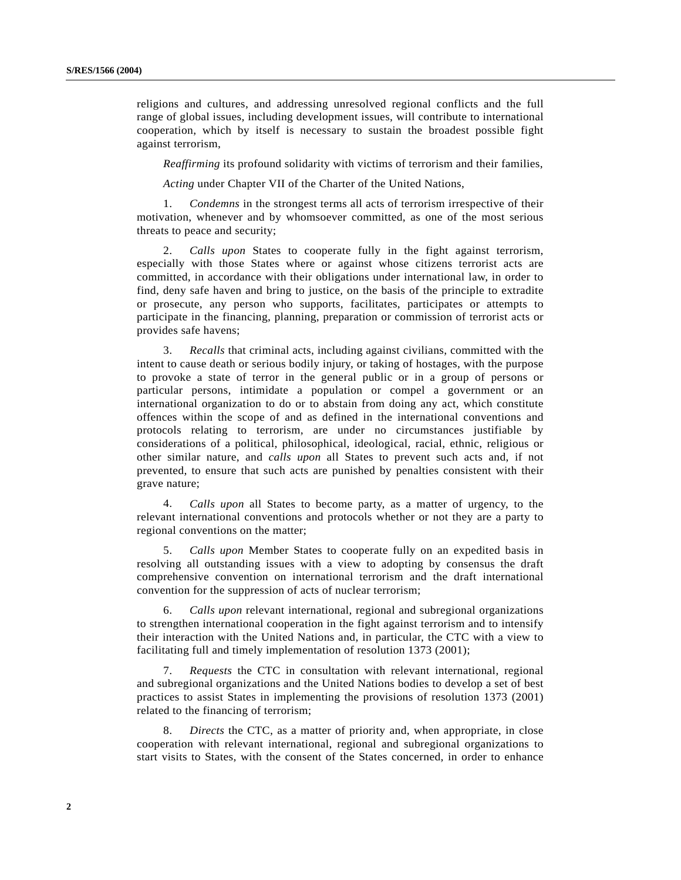religions and cultures, and addressing unresolved regional conflicts and the full range of global issues, including development issues, will contribute to international cooperation, which by itself is necessary to sustain the broadest possible fight against terrorism,

*Reaffirming* its profound solidarity with victims of terrorism and their families,

*Acting* under Chapter VII of the Charter of the United Nations,

1. *Condemns* in the strongest terms all acts of terrorism irrespective of their motivation, whenever and by whomsoever committed, as one of the most serious threats to peace and security;

2. *Calls upon* States to cooperate fully in the fight against terrorism, especially with those States where or against whose citizens terrorist acts are committed, in accordance with their obligations under international law, in order to find, deny safe haven and bring to justice, on the basis of the principle to extradite or prosecute, any person who supports, facilitates, participates or attempts to participate in the financing, planning, preparation or commission of terrorist acts or provides safe havens;

3. *Recalls* that criminal acts, including against civilians, committed with the intent to cause death or serious bodily injury, or taking of hostages, with the purpose to provoke a state of terror in the general public or in a group of persons or particular persons, intimidate a population or compel a government or an international organization to do or to abstain from doing any act, which constitute offences within the scope of and as defined in the international conventions and protocols relating to terrorism, are under no circumstances justifiable by considerations of a political, philosophical, ideological, racial, ethnic, religious or other similar nature, and *calls upon* all States to prevent such acts and, if not prevented, to ensure that such acts are punished by penalties consistent with their grave nature;

4. *Calls upon* all States to become party, as a matter of urgency, to the relevant international conventions and protocols whether or not they are a party to regional conventions on the matter;

5. *Calls upon* Member States to cooperate fully on an expedited basis in resolving all outstanding issues with a view to adopting by consensus the draft comprehensive convention on international terrorism and the draft international convention for the suppression of acts of nuclear terrorism;

6. *Calls upon* relevant international, regional and subregional organizations to strengthen international cooperation in the fight against terrorism and to intensify their interaction with the United Nations and, in particular, the CTC with a view to facilitating full and timely implementation of resolution 1373 (2001);

7. *Requests* the CTC in consultation with relevant international, regional and subregional organizations and the United Nations bodies to develop a set of best practices to assist States in implementing the provisions of resolution 1373 (2001) related to the financing of terrorism;

8. *Directs* the CTC, as a matter of priority and, when appropriate, in close cooperation with relevant international, regional and subregional organizations to start visits to States, with the consent of the States concerned, in order to enhance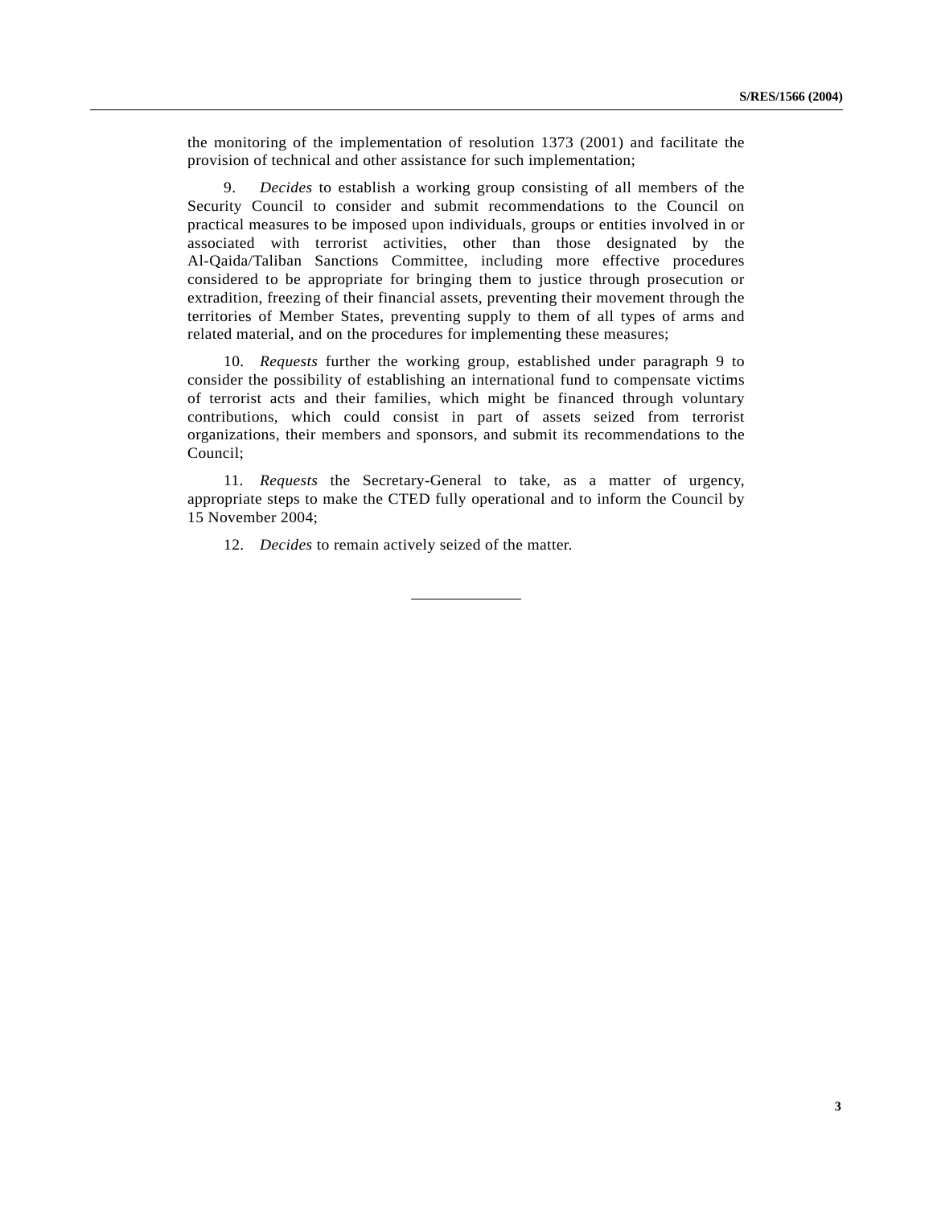the monitoring of the implementation of resolution 1373 (2001) and facilitate the provision of technical and other assistance for such implementation;

9. *Decides* to establish a working group consisting of all members of the Security Council to consider and submit recommendations to the Council on practical measures to be imposed upon individuals, groups or entities involved in or associated with terrorist activities, other than those designated by the Al-Qaida/Taliban Sanctions Committee, including more effective procedures considered to be appropriate for bringing them to justice through prosecution or extradition, freezing of their financial assets, preventing their movement through the territories of Member States, preventing supply to them of all types of arms and related material, and on the procedures for implementing these measures;

10. *Requests* further the working group, established under paragraph 9 to consider the possibility of establishing an international fund to compensate victims of terrorist acts and their families, which might be financed through voluntary contributions, which could consist in part of assets seized from terrorist organizations, their members and sponsors, and submit its recommendations to the Council;

11. *Requests* the Secretary-General to take, as a matter of urgency, appropriate steps to make the CTED fully operational and to inform the Council by 15 November 2004;

12. *Decides* to remain actively seized of the matter.